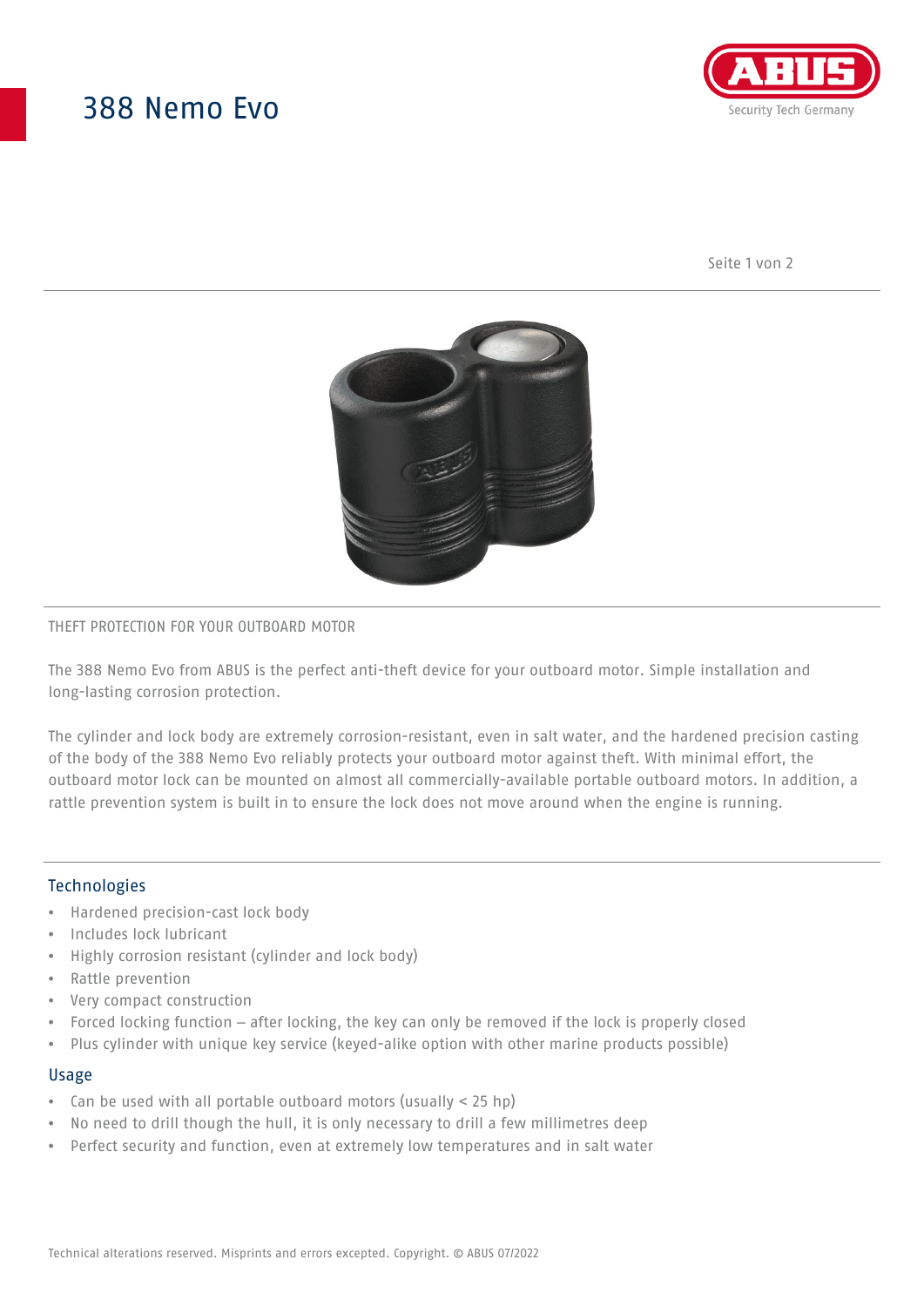# 388 Nemo Evo

THEFT PROTECTION FOR YOUR OUTBOARD MOTOR

The 388 Nemo Evo from ABUS is the perfect anti-theft device for your outboard motor. Simple installation and long-lasting corrosion protection.

The cylinder and lock body are extremely corrosion-resistant, even in salt water, and the hardened precision casting of the body of the 388 Nemo Evo reliably protects your outboard motor against theft. With minimal effort, the outboard motor lock can be mounted on almost all commercially-available portable outboard motors. In addition, a rattle prevention system is built in to ensure the lock does not move around when the engine is running.

## Technologies

- Hardened precision-cast lock body
- Includes lock lubricant
- Highly corrosion resistant (cylinder and lock body)
- Rattle prevention
- Very compact construction
- Forced locking function – after locking, the key can only be removed if the lock is properly closed
- Plus cylinder with unique key service (keyed-alike option with other marine products possible)

## Usage

- Can be used with all portable outboard motors (usually < 25 hp)
- No need to drill though the hull, it is only necessary to drill a few millimetres deep
- Perfect security and function, even at extremely low temperatures and in salt water

Technical alterations reserved. Misprints and errors excepted. Copyright. © ABUS 07/2022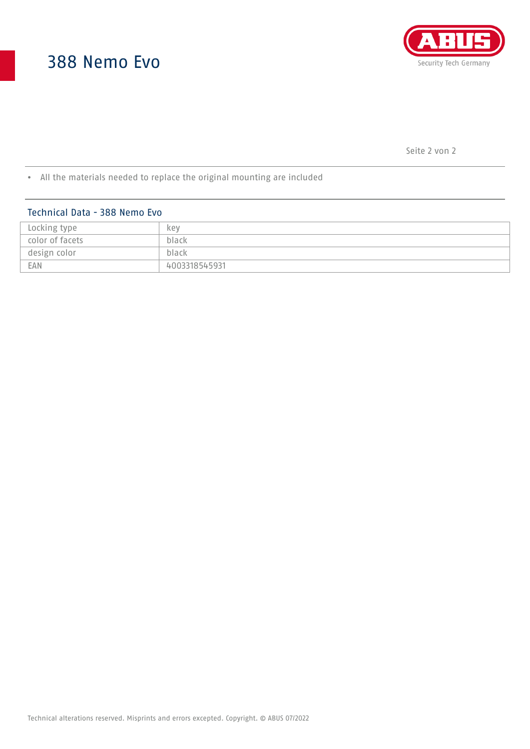- All the materials needed to replace the original mounting are included

## Technical Data - 388 Nemo Evo

| | |
|---|---|
| Locking type | key |
| color of facets | black |
| design color | black |
| EAN | 4003318545931 |

Technical alterations reserved. Misprints and errors excepted. Copyright. © ABUS 07/2022